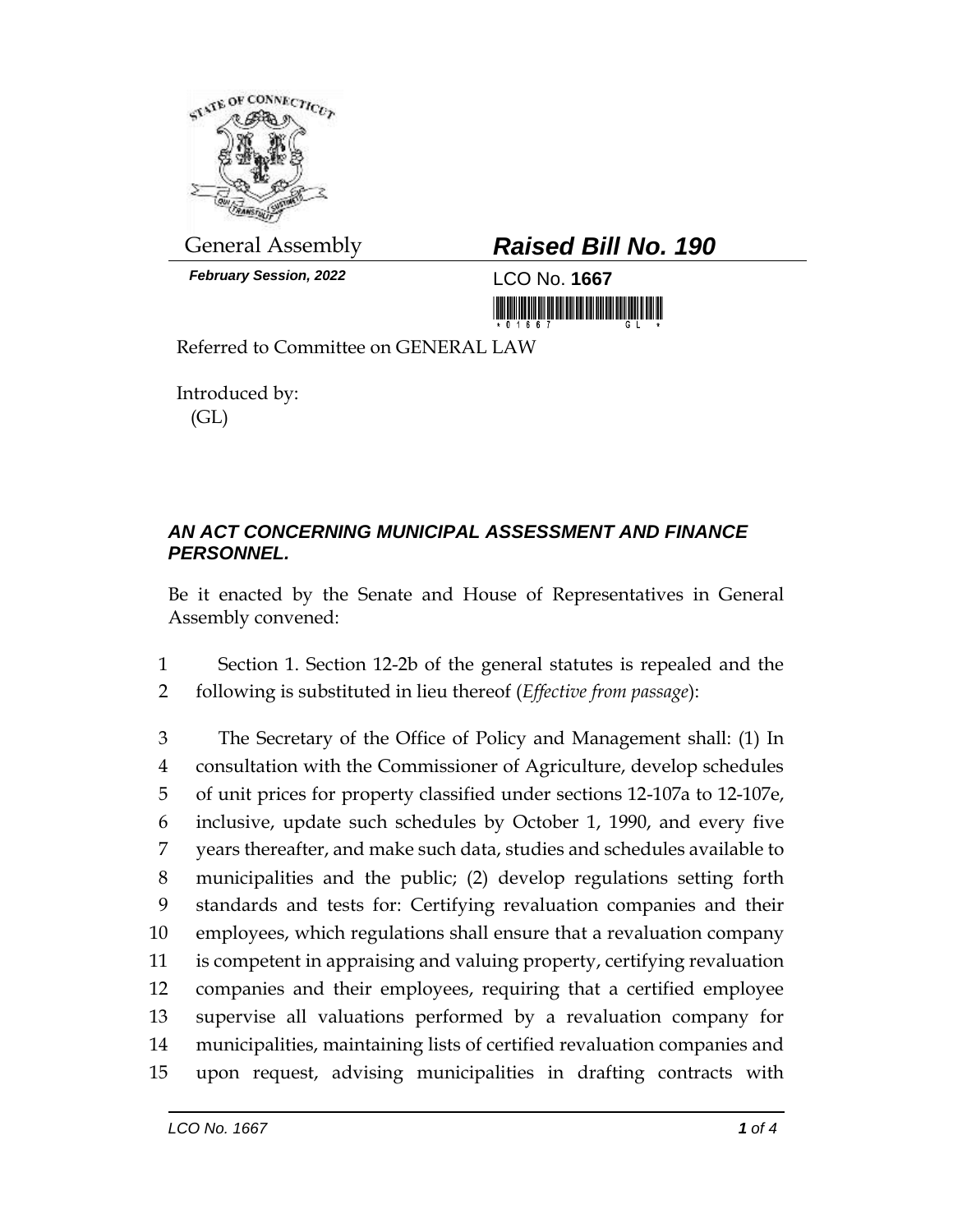General Assembly

**Raised Bill No. 190**

*February Session, 2022*

LCO No. **1667**

Referred to Committee on GENERAL LAW

Introduced by:
(GL)

***AN ACT CONCERNING MUNICIPAL ASSESSMENT AND FINANCE PERSONNEL.***

Be it enacted by the Senate and House of Representatives in General Assembly convened:

1 Section 1. Section 12-2b of the general statutes is repealed and the
2 following is substituted in lieu thereof (*Effective from passage*):

3 The Secretary of the Office of Policy and Management shall: (1) In
4 consultation with the Commissioner of Agriculture, develop schedules
5 of unit prices for property classified under sections 12-107a to 12-107e,
6 inclusive, update such schedules by October 1, 1990, and every five
7 years thereafter, and make such data, studies and schedules available to
8 municipalities and the public; (2) develop regulations setting forth
9 standards and tests for: Certifying revaluation companies and their
10 employees, which regulations shall ensure that a revaluation company
11 is competent in appraising and valuing property, certifying revaluation
12 companies and their employees, requiring that a certified employee
13 supervise all valuations performed by a revaluation company for
14 municipalities, maintaining lists of certified revaluation companies and
15 upon request, advising municipalities in drafting contracts with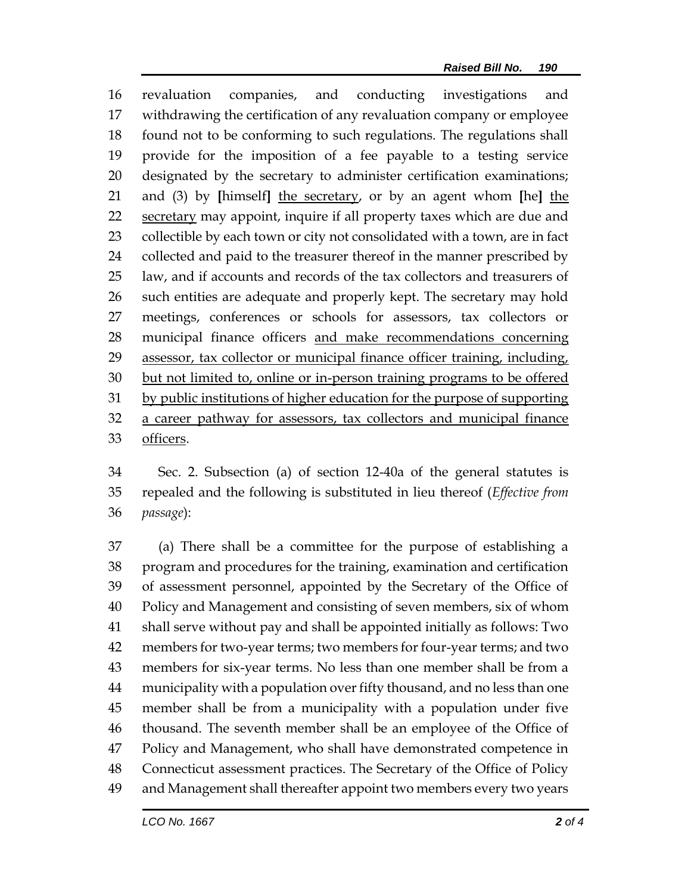16 revaluation companies, and conducting investigations and
17 withdrawing the certification of any revaluation company or employee
18 found not to be conforming to such regulations. The regulations shall
19 provide for the imposition of a fee payable to a testing service
20 designated by the secretary to administer certification examinations;
21 and (3) by **[**himself**]** <u>the secretary</u>, or by an agent whom **[**he**]** <u>the</u>
22 <u>secretary</u> may appoint, inquire if all property taxes which are due and
23 collectible by each town or city not consolidated with a town, are in fact
24 collected and paid to the treasurer thereof in the manner prescribed by
25 law, and if accounts and records of the tax collectors and treasurers of
26 such entities are adequate and properly kept. The secretary may hold
27 meetings, conferences or schools for assessors, tax collectors or
28 municipal finance officers <u>and make recommendations concerning</u>
29 <u>assessor, tax collector or municipal finance officer training, including,</u>
30 <u>but not limited to, online or in-person training programs to be offered</u>
31 <u>by public institutions of higher education for the purpose of supporting</u>
32 <u>a career pathway for assessors, tax collectors and municipal finance</u>
33 <u>officers</u>.

34 Sec. 2. Subsection (a) of section 12-40a of the general statutes is
35 repealed and the following is substituted in lieu thereof (*Effective from*
36 *passage*):

37 (a) There shall be a committee for the purpose of establishing a
38 program and procedures for the training, examination and certification
39 of assessment personnel, appointed by the Secretary of the Office of
40 Policy and Management and consisting of seven members, six of whom
41 shall serve without pay and shall be appointed initially as follows: Two
42 members for two-year terms; two members for four-year terms; and two
43 members for six-year terms. No less than one member shall be from a
44 municipality with a population over fifty thousand, and no less than one
45 member shall be from a municipality with a population under five
46 thousand. The seventh member shall be an employee of the Office of
47 Policy and Management, who shall have demonstrated competence in
48 Connecticut assessment practices. The Secretary of the Office of Policy
49 and Management shall thereafter appoint two members every two years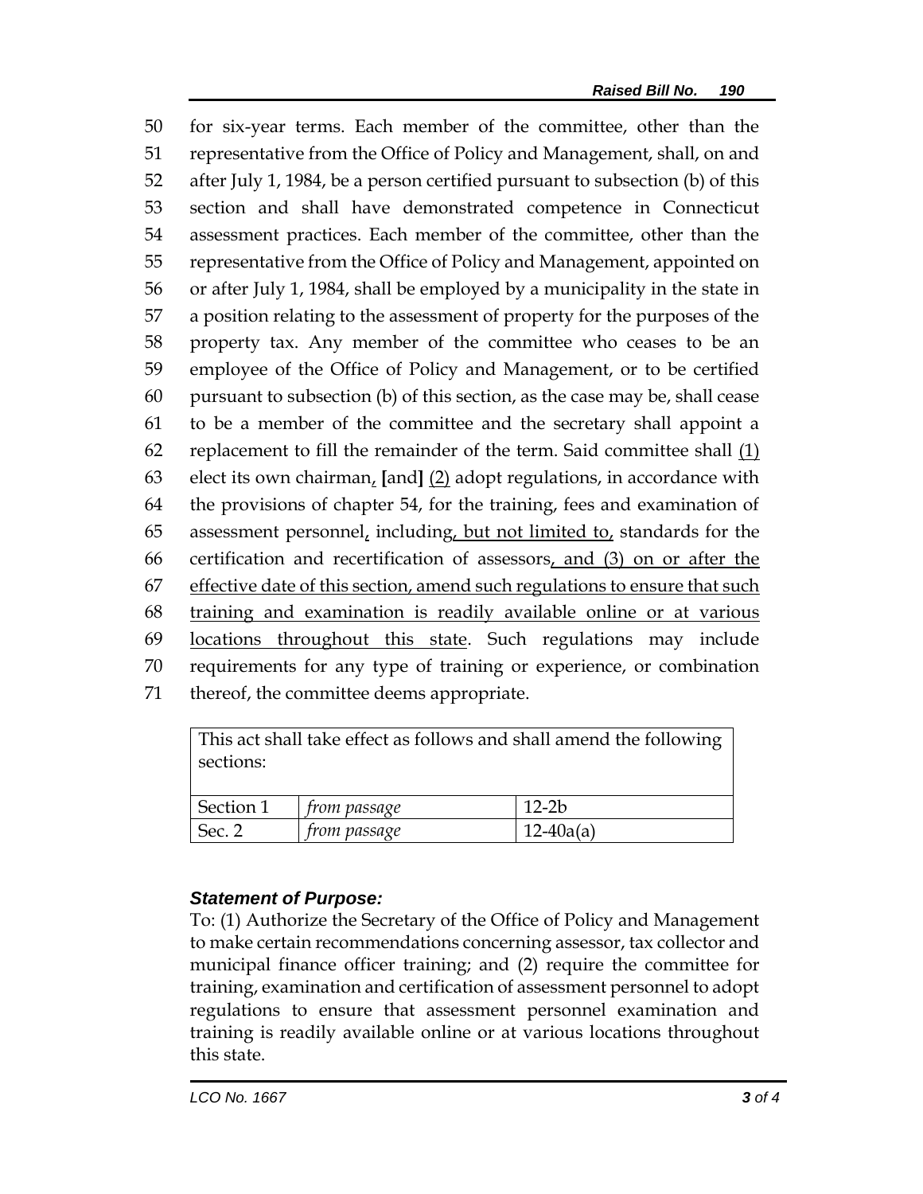for six-year terms. Each member of the committee, other than the representative from the Office of Policy and Management, shall, on and after July 1, 1984, be a person certified pursuant to subsection (b) of this section and shall have demonstrated competence in Connecticut assessment practices. Each member of the committee, other than the representative from the Office of Policy and Management, appointed on or after July 1, 1984, shall be employed by a municipality in the state in a position relating to the assessment of property for the purposes of the property tax. Any member of the committee who ceases to be an employee of the Office of Policy and Management, or to be certified pursuant to subsection (b) of this section, as the case may be, shall cease to be a member of the committee and the secretary shall appoint a replacement to fill the remainder of the term. Said committee shall <u>(1)</u> elect its own chairman<u>,</u> [and] <u>(2)</u> adopt regulations, in accordance with the provisions of chapter 54, for the training, fees and examination of assessment personnel<u>,</u> including<u>, but not limited to,</u> standards for the certification and recertification of assessors<u>, and (3) on or after the effective date of this section, amend such regulations to ensure that such training and examination is readily available online or at various locations throughout this state</u>. Such regulations may include requirements for any type of training or experience, or combination thereof, the committee deems appropriate.

| This act shall take effect as follows and shall amend the following sections: | | |
|---|---|---|
| Section 1 | *from passage* | 12-2b |
| Sec. 2 | *from passage* | 12-40a(a) |

***Statement of Purpose:***

To: (1) Authorize the Secretary of the Office of Policy and Management to make certain recommendations concerning assessor, tax collector and municipal finance officer training; and (2) require the committee for training, examination and certification of assessment personnel to adopt regulations to ensure that assessment personnel examination and training is readily available online or at various locations throughout this state.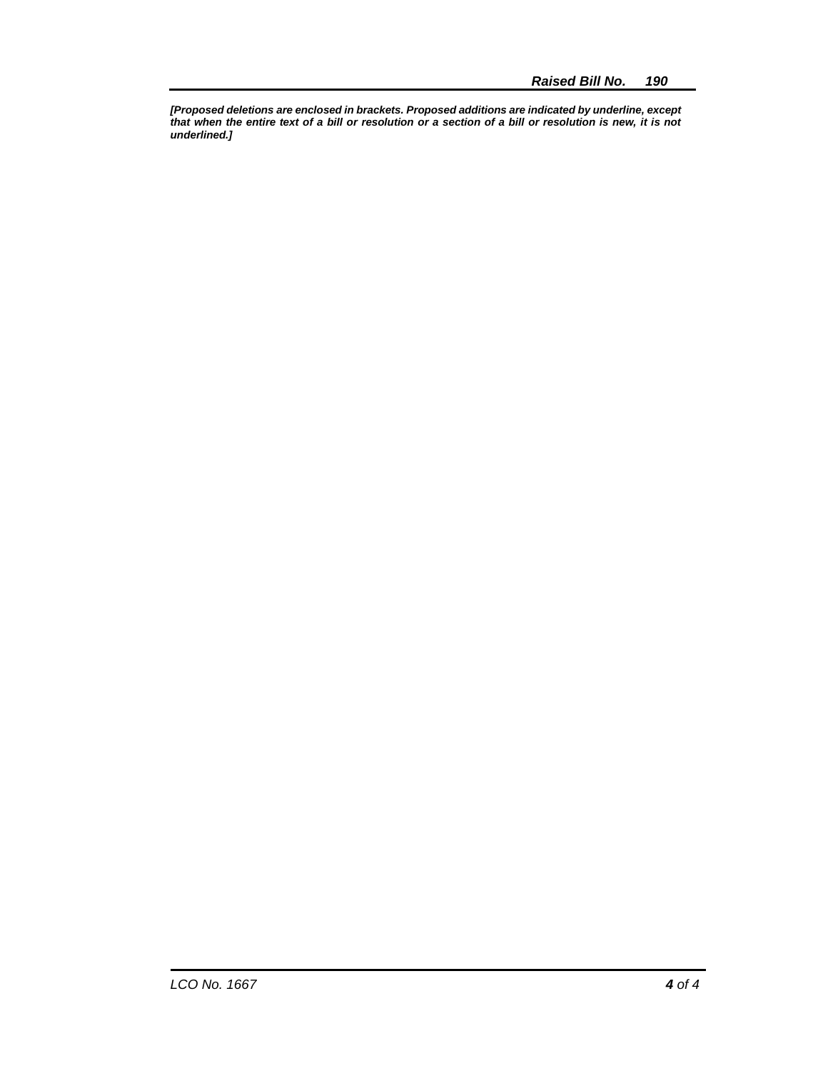*[Proposed deletions are enclosed in brackets. Proposed additions are indicated by underline, except that when the entire text of a bill or resolution or a section of a bill or resolution is new, it is not underlined.]*